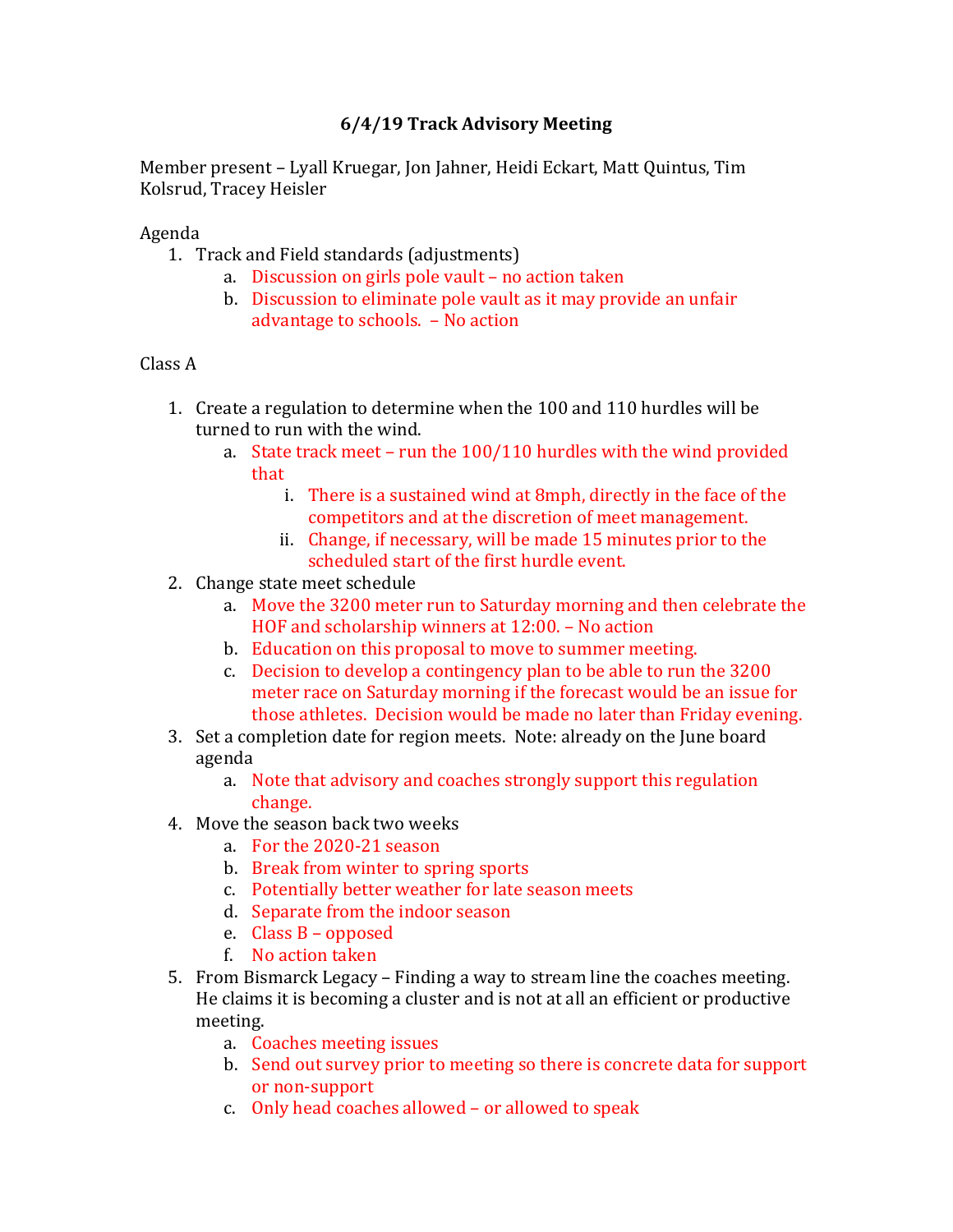# 6/4/19 Track Advisory Meeting

Member present – Lyall Kruegar, Jon Jahner, Heidi Eckart, Matt Quintus, Tim Kolsrud, Tracey Heisler

Agenda

1. Track and Field standards (adjustments)
   a. Discussion on girls pole vault – no action taken
   b. Discussion to eliminate pole vault as it may provide an unfair advantage to schools. – No action

Class A

1. Create a regulation to determine when the 100 and 110 hurdles will be turned to run with the wind.
   a. State track meet – run the 100/110 hurdles with the wind provided that
      i. There is a sustained wind at 8mph, directly in the face of the competitors and at the discretion of meet management.
      ii. Change, if necessary, will be made 15 minutes prior to the scheduled start of the first hurdle event.
2. Change state meet schedule
   a. Move the 3200 meter run to Saturday morning and then celebrate the HOF and scholarship winners at 12:00. – No action
   b. Education on this proposal to move to summer meeting.
   c. Decision to develop a contingency plan to be able to run the 3200 meter race on Saturday morning if the forecast would be an issue for those athletes. Decision would be made no later than Friday evening.
3. Set a completion date for region meets. Note: already on the June board agenda
   a. Note that advisory and coaches strongly support this regulation change.
4. Move the season back two weeks
   a. For the 2020-21 season
   b. Break from winter to spring sports
   c. Potentially better weather for late season meets
   d. Separate from the indoor season
   e. Class B – opposed
   f. No action taken
5. From Bismarck Legacy – Finding a way to stream line the coaches meeting. He claims it is becoming a cluster and is not at all an efficient or productive meeting.
   a. Coaches meeting issues
   b. Send out survey prior to meeting so there is concrete data for support or non-support
   c. Only head coaches allowed – or allowed to speak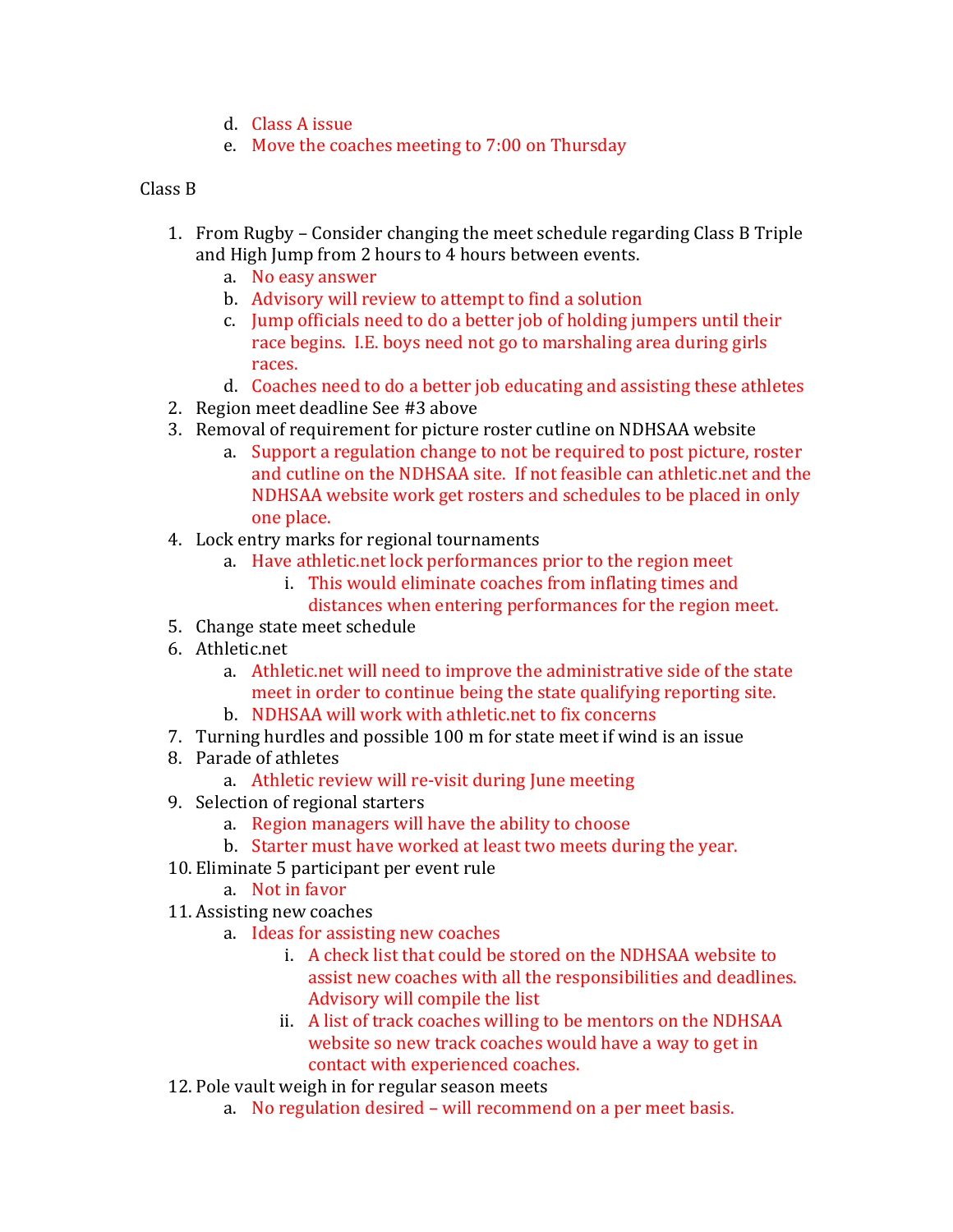d. Class A issue
   e. Move the coaches meeting to 7:00 on Thursday

Class B

1. From Rugby – Consider changing the meet schedule regarding Class B Triple and High Jump from 2 hours to 4 hours between events.
   a. No easy answer
   b. Advisory will review to attempt to find a solution
   c. Jump officials need to do a better job of holding jumpers until their race begins. I.E. boys need not go to marshaling area during girls races.
   d. Coaches need to do a better job educating and assisting these athletes
2. Region meet deadline See #3 above
3. Removal of requirement for picture roster cutline on NDHSAA website
   a. Support a regulation change to not be required to post picture, roster and cutline on the NDHSAA site. If not feasible can athletic.net and the NDHSAA website work get rosters and schedules to be placed in only one place.
4. Lock entry marks for regional tournaments
   a. Have athletic.net lock performances prior to the region meet
      i. This would eliminate coaches from inflating times and distances when entering performances for the region meet.
5. Change state meet schedule
6. Athletic.net
   a. Athletic.net will need to improve the administrative side of the state meet in order to continue being the state qualifying reporting site.
   b. NDHSAA will work with athletic.net to fix concerns
7. Turning hurdles and possible 100 m for state meet if wind is an issue
8. Parade of athletes
   a. Athletic review will re-visit during June meeting
9. Selection of regional starters
   a. Region managers will have the ability to choose
   b. Starter must have worked at least two meets during the year.
10. Eliminate 5 participant per event rule
    a. Not in favor
11. Assisting new coaches
    a. Ideas for assisting new coaches
       i. A check list that could be stored on the NDHSAA website to assist new coaches with all the responsibilities and deadlines. Advisory will compile the list
       ii. A list of track coaches willing to be mentors on the NDHSAA website so new track coaches would have a way to get in contact with experienced coaches.
12. Pole vault weigh in for regular season meets
    a. No regulation desired – will recommend on a per meet basis.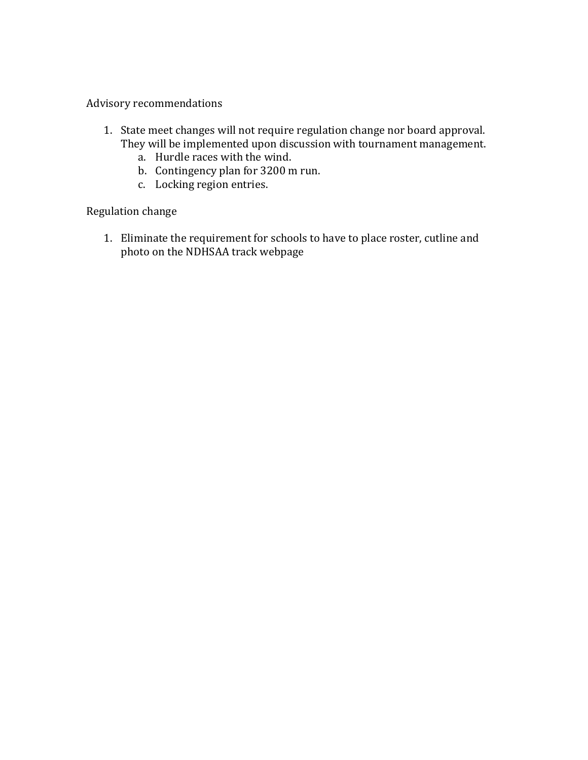Advisory recommendations

1. State meet changes will not require regulation change nor board approval. They will be implemented upon discussion with tournament management.
   a. Hurdle races with the wind.
   b. Contingency plan for 3200 m run.
   c. Locking region entries.

Regulation change

1. Eliminate the requirement for schools to have to place roster, cutline and photo on the NDHSAA track webpage